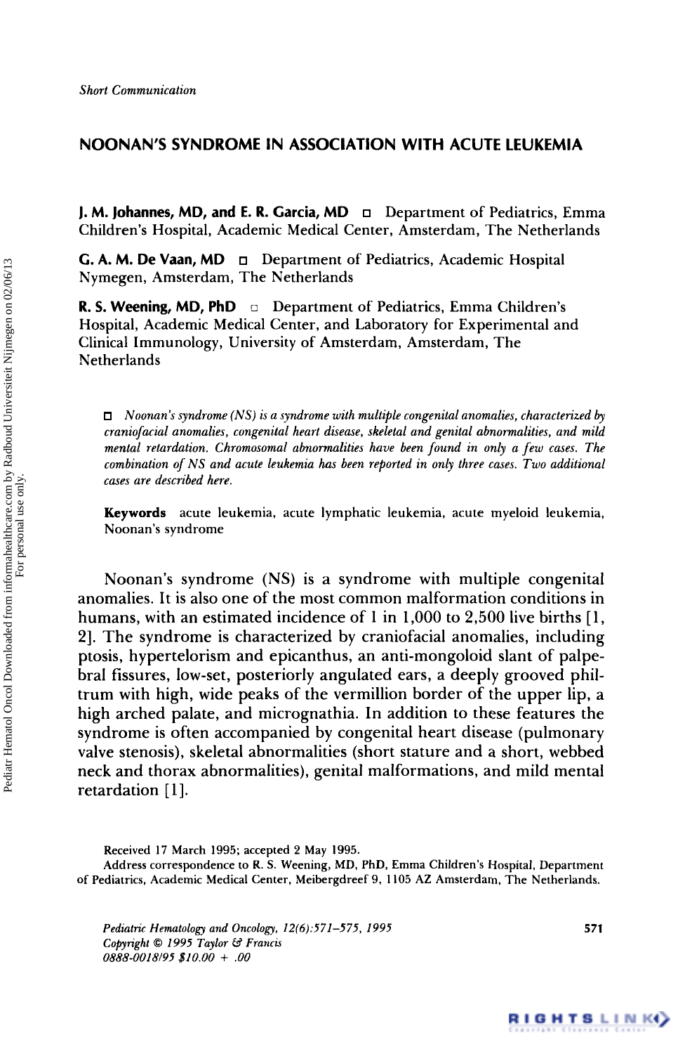*Short Communication*

# NOONAN'S SYNDROME IN ASSOCIATION WITH ACUTE LEUKEMIA

**J. M. Johannes, MD, and E. R. Garcia, MD** □ Department of Pediatrics, Emma Children's Hospital, Academic Medical Center, Amsterdam, The Netherlands

**G. A. M. De Vaan, MD** □ Department of Pediatrics, Academic Hospital Nymegen, Amsterdam, The Netherlands

**R. S. Weening, MD, PhD** □ Department of Pediatrics, Emma Children's Hospital, Academic Medical Center, and Laboratory for Experimental and Clinical Immunology, University of Amsterdam, Amsterdam, The Netherlands

□ *Noonan's syndrome (NS) is a syndrome with multiple congenital anomalies, characterized by craniofacial anomalies, congenital heart disease, skeletal and genital abnormalities, and mild mental retardation. Chromosomal abnormalities have been found in only a few cases. The combination of NS and acute leukemia has been reported in only three cases. Two additional cases are described here.*

**Keywords** acute leukemia, acute lymphatic leukemia, acute myeloid leukemia, Noonan's syndrome

Noonan's syndrome (NS) is a syndrome with multiple congenital anomalies. It is also one of the most common malformation conditions in humans, with an estimated incidence of 1 in 1,000 to 2,500 live births [1, 2]. The syndrome is characterized by craniofacial anomalies, including ptosis, hypertelorism and epicanthus, an anti-mongoloid slant of palpebral fissures, low-set, posteriorly angulated ears, a deeply grooved philtrum with high, wide peaks of the vermillion border of the upper lip, a high arched palate, and micrognathia. In addition to these features the syndrome is often accompanied by congenital heart disease (pulmonary valve stenosis), skeletal abnormalities (short stature and a short, webbed neck and thorax abnormalities), genital malformations, and mild mental retardation [1].

Received 17 March 1995; accepted 2 May 1995.

Address correspondence to R. S. Weening, MD, PhD, Emma Children's Hospital, Department of Pediatrics, Academic Medical Center, Meibergdreef 9, 1105 AZ Amsterdam, The Netherlands.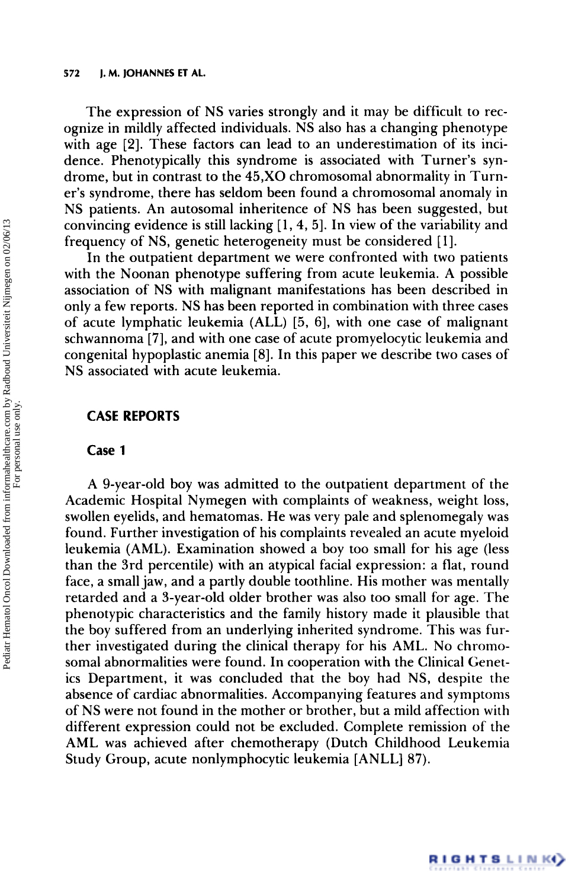The expression of NS varies strongly and it may be difficult to recognize in mildly affected individuals. NS also has a changing phenotype with age [2]. These factors can lead to an underestimation of its incidence. Phenotypically this syndrome is associated with Turner's syndrome, but in contrast to the 45,XO chromosomal abnormality in Turner's syndrome, there has seldom been found a chromosomal anomaly in NS patients. An autosomal inheritence of NS has been suggested, but convincing evidence is still lacking [1, 4, 5]. In view of the variability and frequency of NS, genetic heterogeneity must be considered [1].

In the outpatient department we were confronted with two patients with the Noonan phenotype suffering from acute leukemia. A possible association of NS with malignant manifestations has been described in only a few reports. NS has been reported in combination with three cases of acute lymphatic leukemia (ALL) [5, 6], with one case of malignant schwannoma [7], and with one case of acute promyelocytic leukemia and congenital hypoplastic anemia [8]. In this paper we describe two cases of NS associated with acute leukemia.

## CASE REPORTS

### Case 1

A 9-year-old boy was admitted to the outpatient department of the Academic Hospital Nymegen with complaints of weakness, weight loss, swollen eyelids, and hematomas. He was very pale and splenomegaly was found. Further investigation of his complaints revealed an acute myeloid leukemia (AML). Examination showed a boy too small for his age (less than the 3rd percentile) with an atypical facial expression: a flat, round face, a small jaw, and a partly double toothline. His mother was mentally retarded and a 3-year-old older brother was also too small for age. The phenotypic characteristics and the family history made it plausible that the boy suffered from an underlying inherited syndrome. This was further investigated during the clinical therapy for his AML. No chromosomal abnormalities were found. In cooperation with the Clinical Genetics Department, it was concluded that the boy had NS, despite the absence of cardiac abnormalities. Accompanying features and symptoms of NS were not found in the mother or brother, but a mild affection with different expression could not be excluded. Complete remission of the AML was achieved after chemotherapy (Dutch Childhood Leukemia Study Group, acute nonlymphocytic leukemia [ANLL] 87).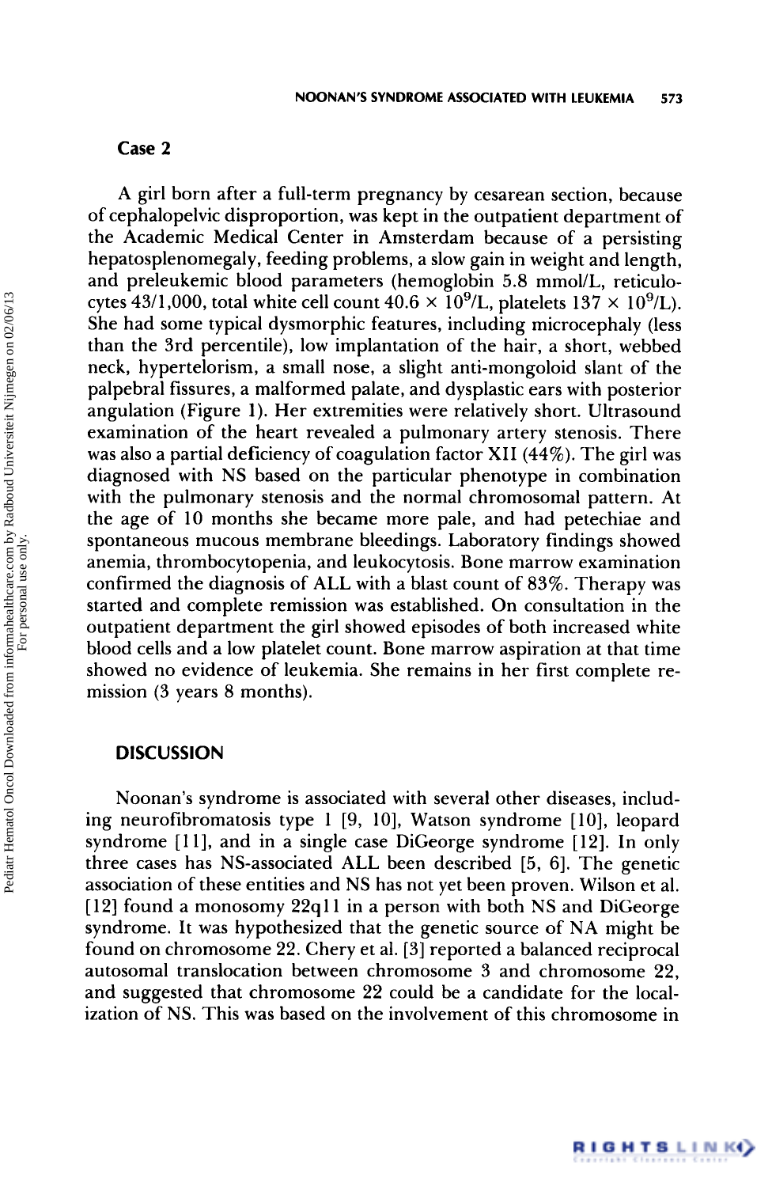## Case 2

A girl born after a full-term pregnancy by cesarean section, because of cephalopelvic disproportion, was kept in the outpatient department of the Academic Medical Center in Amsterdam because of a persisting hepatosplenomegaly, feeding problems, a slow gain in weight and length, and preleukemic blood parameters (hemoglobin 5.8 mmol/L, reticulocytes 43/1,000, total white cell count $40.6 \times 10^9$/L, platelets $137 \times 10^9$/L). She had some typical dysmorphic features, including microcephaly (less than the 3rd percentile), low implantation of the hair, a short, webbed neck, hypertelorism, a small nose, a slight anti-mongoloid slant of the palpebral fissures, a malformed palate, and dysplastic ears with posterior angulation (Figure 1). Her extremities were relatively short. Ultrasound examination of the heart revealed a pulmonary artery stenosis. There was also a partial deficiency of coagulation factor XII (44%). The girl was diagnosed with NS based on the particular phenotype in combination with the pulmonary stenosis and the normal chromosomal pattern. At the age of 10 months she became more pale, and had petechiae and spontaneous mucous membrane bleedings. Laboratory findings showed anemia, thrombocytopenia, and leukocytosis. Bone marrow examination confirmed the diagnosis of ALL with a blast count of 83%. Therapy was started and complete remission was established. On consultation in the outpatient department the girl showed episodes of both increased white blood cells and a low platelet count. Bone marrow aspiration at that time showed no evidence of leukemia. She remains in her first complete remission (3 years 8 months).

## DISCUSSION

Noonan's syndrome is associated with several other diseases, including neurofibromatosis type 1 [9, 10], Watson syndrome [10], leopard syndrome [11], and in a single case DiGeorge syndrome [12]. In only three cases has NS-associated ALL been described [5, 6]. The genetic association of these entities and NS has not yet been proven. Wilson et al. [12] found a monosomy 22q11 in a person with both NS and DiGeorge syndrome. It was hypothesized that the genetic source of NA might be found on chromosome 22. Chery et al. [3] reported a balanced reciprocal autosomal translocation between chromosome 3 and chromosome 22, and suggested that chromosome 22 could be a candidate for the localization of NS. This was based on the involvement of this chromosome in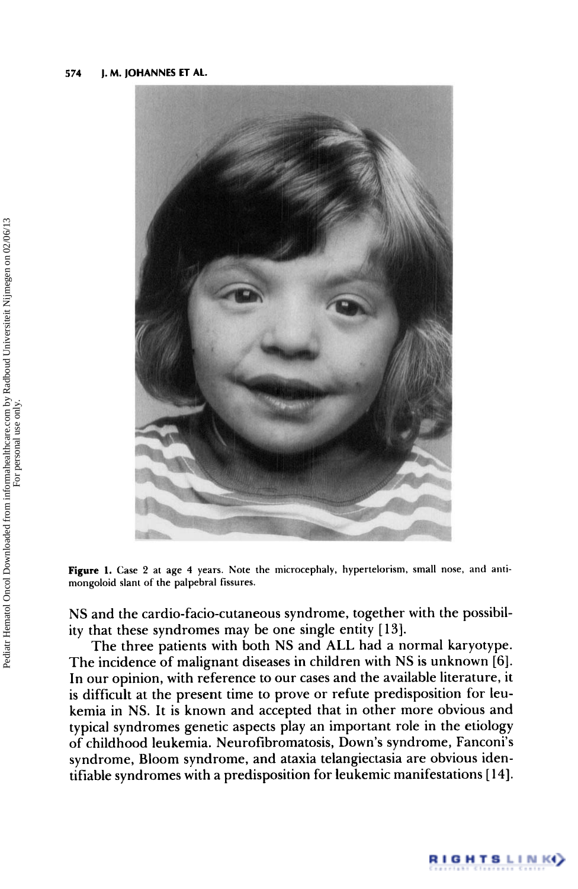**Figure 1.** Case 2 at age 4 years. Note the microcephaly, hypertelorism, small nose, and antimongoloid slant of the palpebral fissures.

NS and the cardio-facio-cutaneous syndrome, together with the possibility that these syndromes may be one single entity [13].

The three patients with both NS and ALL had a normal karyotype. The incidence of malignant diseases in children with NS is unknown [6]. In our opinion, with reference to our cases and the available literature, it is difficult at the present time to prove or refute predisposition for leukemia in NS. It is known and accepted that in other more obvious and typical syndromes genetic aspects play an important role in the etiology of childhood leukemia. Neurofibromatosis, Down's syndrome, Fanconi's syndrome, Bloom syndrome, and ataxia telangiectasia are obvious identifiable syndromes with a predisposition for leukemic manifestations [14].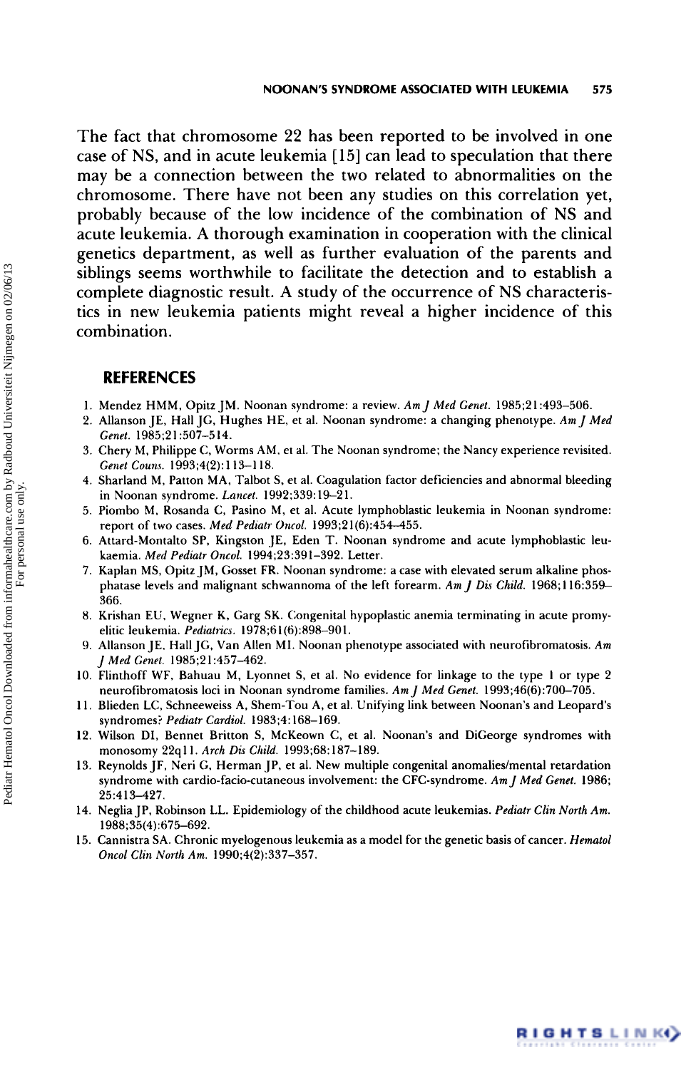The fact that chromosome 22 has been reported to be involved in one case of NS, and in acute leukemia [15] can lead to speculation that there may be a connection between the two related to abnormalities on the chromosome. There have not been any studies on this correlation yet, probably because of the low incidence of the combination of NS and acute leukemia. A thorough examination in cooperation with the clinical genetics department, as well as further evaluation of the parents and siblings seems worthwhile to facilitate the detection and to establish a complete diagnostic result. A study of the occurrence of NS characteristics in new leukemia patients might reveal a higher incidence of this combination.

## REFERENCES

1. Mendez HMM, Opitz JM. Noonan syndrome: a review. *Am J Med Genet.* 1985;21:493–506.
2. Allanson JE, Hall JG, Hughes HE, et al. Noonan syndrome: a changing phenotype. *Am J Med Genet.* 1985;21:507–514.
3. Chery M, Philippe C, Worms AM, et al. The Noonan syndrome; the Nancy experience revisited. *Genet Couns.* 1993;4(2):113–118.
4. Sharland M, Patton MA, Talbot S, et al. Coagulation factor deficiencies and abnormal bleeding in Noonan syndrome. *Lancet.* 1992;339:19–21.
5. Piombo M, Rosanda C, Pasino M, et al. Acute lymphoblastic leukemia in Noonan syndrome: report of two cases. *Med Pediatr Oncol.* 1993;21(6):454–455.
6. Attard-Montalto SP, Kingston JE, Eden T. Noonan syndrome and acute lymphoblastic leukaemia. *Med Pediatr Oncol.* 1994;23:391–392. Letter.
7. Kaplan MS, Opitz JM, Gosset FR. Noonan syndrome: a case with elevated serum alkaline phosphatase levels and malignant schwannoma of the left forearm. *Am J Dis Child.* 1968;116:359–366.
8. Krishan EU, Wegner K, Garg SK. Congenital hypoplastic anemia terminating in acute promyelitic leukemia. *Pediatrics.* 1978;61(6):898–901.
9. Allanson JE, Hall JG, Van Allen MI. Noonan phenotype associated with neurofibromatosis. *Am J Med Genet.* 1985;21:457–462.
10. Flinthoff WF, Bahuau M, Lyonnet S, et al. No evidence for linkage to the type 1 or type 2 neurofibromatosis loci in Noonan syndrome families. *Am J Med Genet.* 1993;46(6):700–705.
11. Blieden LC, Schneeweiss A, Shem-Tou A, et al. Unifying link between Noonan's and Leopard's syndromes? *Pediatr Cardiol.* 1983;4:168–169.
12. Wilson DI, Bennet Britton S, McKeown C, et al. Noonan's and DiGeorge syndromes with monosomy 22q11. *Arch Dis Child.* 1993;68:187–189.
13. Reynolds JF, Neri G, Herman JP, et al. New multiple congenital anomalies/mental retardation syndrome with cardio-facio-cutaneous involvement: the CFC-syndrome. *Am J Med Genet.* 1986;25:413–427.
14. Neglia JP, Robinson LL. Epidemiology of the childhood acute leukemias. *Pediatr Clin North Am.* 1988;35(4):675–692.
15. Cannistra SA. Chronic myelogenous leukemia as a model for the genetic basis of cancer. *Hematol Oncol Clin North Am.* 1990;4(2):337–357.